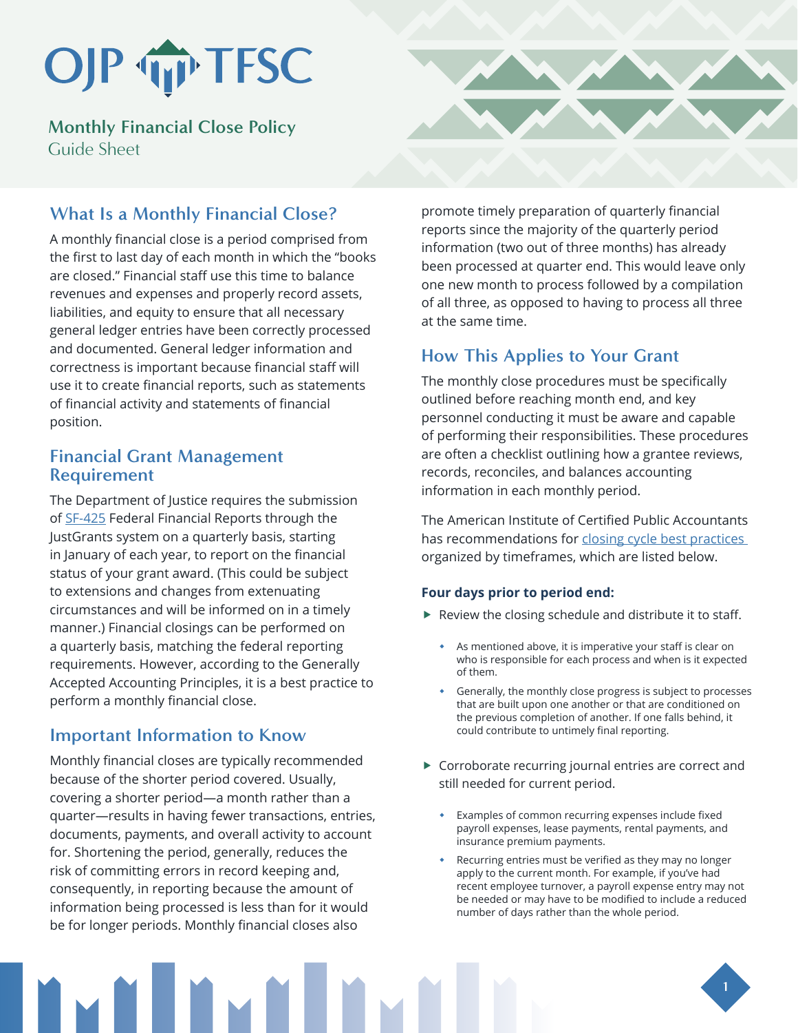# OJP TFSC

## Monthly Financial Close Policy
Guide Sheet

## What Is a Monthly Financial Close?

A monthly financial close is a period comprised from the first to last day of each month in which the "books are closed." Financial staff use this time to balance revenues and expenses and properly record assets, liabilities, and equity to ensure that all necessary general ledger entries have been correctly processed and documented. General ledger information and correctness is important because financial staff will use it to create financial reports, such as statements of financial activity and statements of financial position.

## Financial Grant Management Requirement

The Department of Justice requires the submission of [SF-425](#) Federal Financial Reports through the JustGrants system on a quarterly basis, starting in January of each year, to report on the financial status of your grant award. (This could be subject to extensions and changes from extenuating circumstances and will be informed on in a timely manner.) Financial closings can be performed on a quarterly basis, matching the federal reporting requirements. However, according to the Generally Accepted Accounting Principles, it is a best practice to perform a monthly financial close.

## Important Information to Know

Monthly financial closes are typically recommended because of the shorter period covered. Usually, covering a shorter period—a month rather than a quarter—results in having fewer transactions, entries, documents, payments, and overall activity to account for. Shortening the period, generally, reduces the risk of committing errors in record keeping and, consequently, in reporting because the amount of information being processed is less than for it would be for longer periods. Monthly financial closes also promote timely preparation of quarterly financial reports since the majority of the quarterly period information (two out of three months) has already been processed at quarter end. This would leave only one new month to process followed by a compilation of all three, as opposed to having to process all three at the same time.

## How This Applies to Your Grant

The monthly close procedures must be specifically outlined before reaching month end, and key personnel conducting it must be aware and capable of performing their responsibilities. These procedures are often a checklist outlining how a grantee reviews, records, reconciles, and balances accounting information in each monthly period.

The American Institute of Certified Public Accountants has recommendations for [closing cycle best practices](#) organized by timeframes, which are listed below.

### Four days prior to period end:

- Review the closing schedule and distribute it to staff.
  - As mentioned above, it is imperative your staff is clear on who is responsible for each process and when is it expected of them.
  - Generally, the monthly close progress is subject to processes that are built upon one another or that are conditioned on the previous completion of another. If one falls behind, it could contribute to untimely final reporting.
- Corroborate recurring journal entries are correct and still needed for current period.
  - Examples of common recurring expenses include fixed payroll expenses, lease payments, rental payments, and insurance premium payments.
  - Recurring entries must be verified as they may no longer apply to the current month. For example, if you've had recent employee turnover, a payroll expense entry may not be needed or may have to be modified to include a reduced number of days rather than the whole period.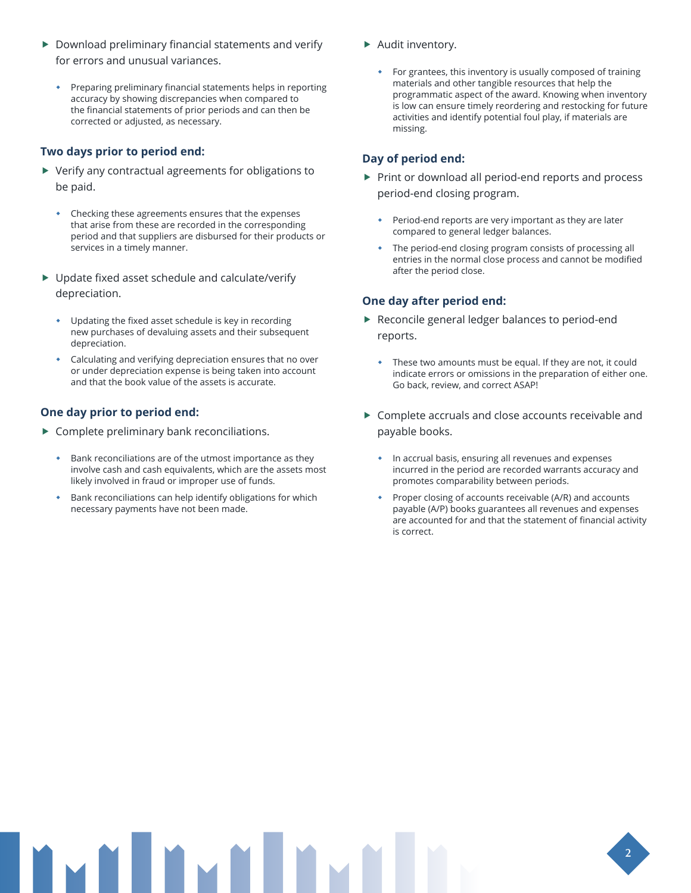- Download preliminary financial statements and verify for errors and unusual variances.
  - Preparing preliminary financial statements helps in reporting accuracy by showing discrepancies when compared to the financial statements of prior periods and can then be corrected or adjusted, as necessary.

### Two days prior to period end:

- Verify any contractual agreements for obligations to be paid.
  - Checking these agreements ensures that the expenses that arise from these are recorded in the corresponding period and that suppliers are disbursed for their products or services in a timely manner.
- Update fixed asset schedule and calculate/verify depreciation.
  - Updating the fixed asset schedule is key in recording new purchases of devaluing assets and their subsequent depreciation.
  - Calculating and verifying depreciation ensures that no over or under depreciation expense is being taken into account and that the book value of the assets is accurate.

### One day prior to period end:

- Complete preliminary bank reconciliations.
  - Bank reconciliations are of the utmost importance as they involve cash and cash equivalents, which are the assets most likely involved in fraud or improper use of funds.
  - Bank reconciliations can help identify obligations for which necessary payments have not been made.
- Audit inventory.
  - For grantees, this inventory is usually composed of training materials and other tangible resources that help the programmatic aspect of the award. Knowing when inventory is low can ensure timely reordering and restocking for future activities and identify potential foul play, if materials are missing.

### Day of period end:

- Print or download all period-end reports and process period-end closing program.
  - Period-end reports are very important as they are later compared to general ledger balances.
  - The period-end closing program consists of processing all entries in the normal close process and cannot be modified after the period close.

### One day after period end:

- Reconcile general ledger balances to period-end reports.
  - These two amounts must be equal. If they are not, it could indicate errors or omissions in the preparation of either one. Go back, review, and correct ASAP!
- Complete accruals and close accounts receivable and payable books.
  - In accrual basis, ensuring all revenues and expenses incurred in the period are recorded warrants accuracy and promotes comparability between periods.
  - Proper closing of accounts receivable (A/R) and accounts payable (A/P) books guarantees all revenues and expenses are accounted for and that the statement of financial activity is correct.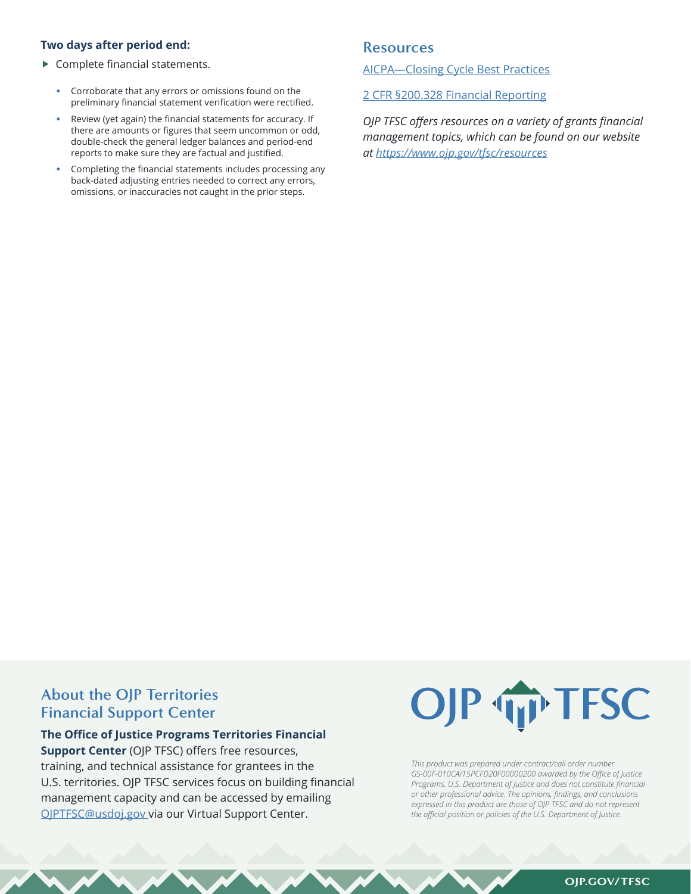**Two days after period end:**

- Complete financial statements.
  - Corroborate that any errors or omissions found on the preliminary financial statement verification were rectified.
  - Review (yet again) the financial statements for accuracy. If there are amounts or figures that seem uncommon or odd, double-check the general ledger balances and period-end reports to make sure they are factual and justified.
  - Completing the financial statements includes processing any back-dated adjusting entries needed to correct any errors, omissions, or inaccuracies not caught in the prior steps.

## Resources

AICPA—Closing Cycle Best Practices

2 CFR §200.328 Financial Reporting

*OJP TFSC offers resources on a variety of grants financial management topics, which can be found on our website at https://www.ojp.gov/tfsc/resources*

## About the OJP Territories Financial Support Center

**The Office of Justice Programs Territories Financial Support Center** (OJP TFSC) offers free resources, training, and technical assistance for grantees in the U.S. territories. OJP TFSC services focus on building financial management capacity and can be accessed by emailing OJPTFSC@usdoj.gov via our Virtual Support Center.

OJP TFSC

*This product was prepared under contract/call order number GS-00F-010CA/15PCFD20F00000200 awarded by the Office of Justice Programs, U.S. Department of Justice and does not constitute financial or other professional advice. The opinions, findings, and conclusions expressed in this product are those of OJP TFSC and do not represent the official position or policies of the U.S. Department of Justice.*

OJP.GOV/TFSC